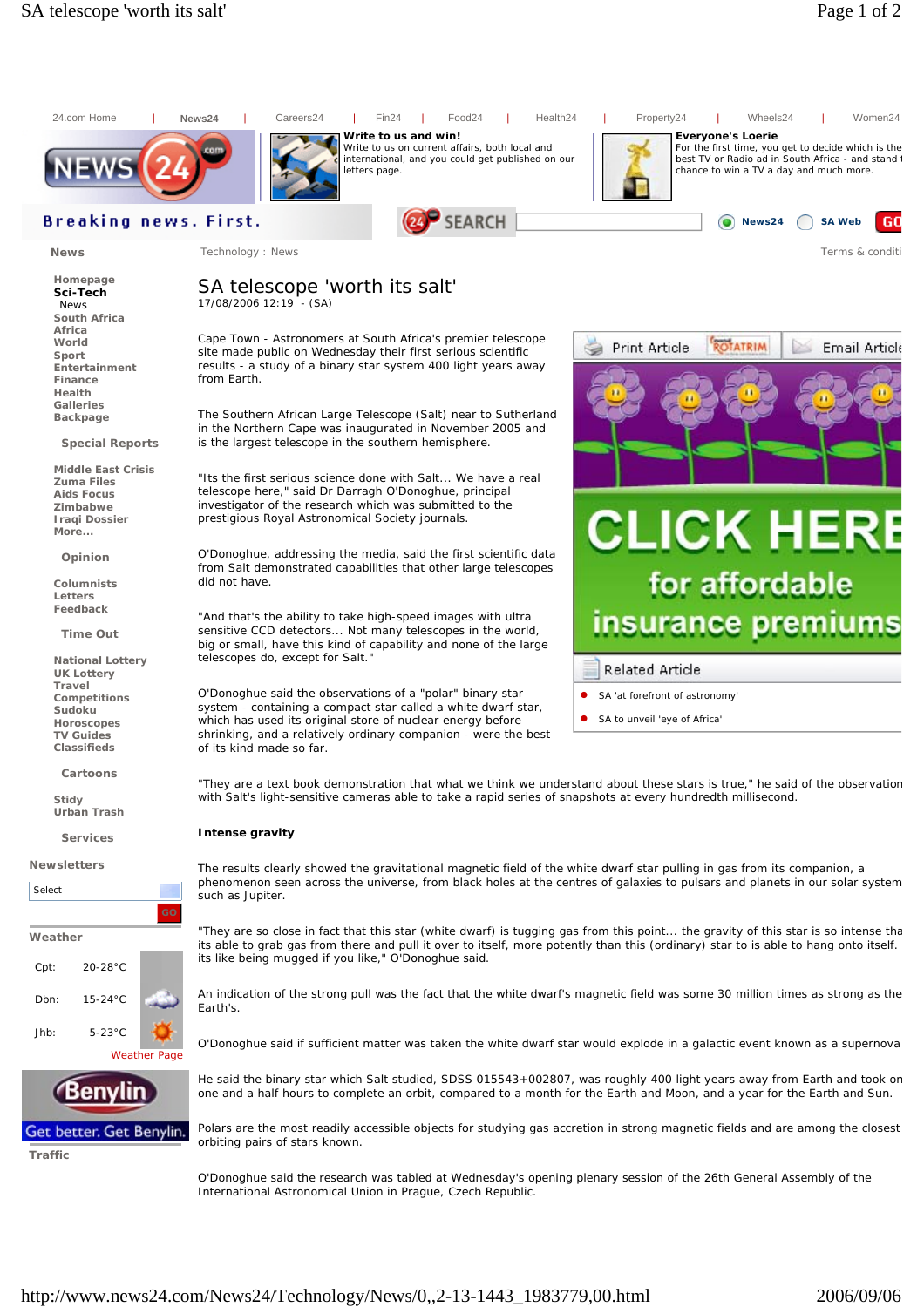# SA telescope 'worth its salt'

17/08/2006 12:19 - (SA)

Cape Town - Astronomers at South Africa's premier telescope site made public on Wednesday their first serious scientific results - a study of a binary star system 400 light years away from Earth.

The Southern African Large Telescope (Salt) near to Sutherland in the Northern Cape was inaugurated in November 2005 and is the largest telescope in the southern hemisphere.

"Its the first serious science done with Salt... We have a real telescope here," said Dr Darragh O'Donoghue, principal investigator of the research which was submitted to the prestigious Royal Astronomical Society journals.

O'Donoghue, addressing the media, said the first scientific data from Salt demonstrated capabilities that other large telescopes did not have.

"And that's the ability to take high-speed images with ultra sensitive CCD detectors... Not many telescopes in the world, big or small, have this kind of capability and none of the large telescopes do, except for Salt."

O'Donoghue said the observations of a "polar" binary star system - containing a compact star called a white dwarf star, which has used its original store of nuclear energy before shrinking, and a relatively ordinary companion - were the best of its kind made so far.

"They are a text book demonstration that what we think we understand about these stars is true," he said of the observation with Salt's light-sensitive cameras able to take a rapid series of snapshots at every hundredth millisecond.

**Intense gravity**

The results clearly showed the gravitational magnetic field of the white dwarf star pulling in gas from its companion, a phenomenon seen across the universe, from black holes at the centres of galaxies to pulsars and planets in our solar system such as Jupiter.

"They are so close in fact that this star (white dwarf) is tugging gas from this point... the gravity of this star is so intense tha its able to grab gas from there and pull it over to itself, more potently than this (ordinary) star to is able to hang onto itself. its like being mugged if you like," O'Donoghue said.

An indication of the strong pull was the fact that the white dwarf's magnetic field was some 30 million times as strong as the Earth's.

O'Donoghue said if sufficient matter was taken the white dwarf star would explode in a galactic event known as a supernova

He said the binary star which Salt studied, SDSS 015543+002807, was roughly 400 light years away from Earth and took on one and a half hours to complete an orbit, compared to a month for the Earth and Moon, and a year for the Earth and Sun.

Polars are the most readily accessible objects for studying gas accretion in strong magnetic fields and are among the closest orbiting pairs of stars known.

O'Donoghue said the research was tabled at Wednesday's opening plenary session of the 26th General Assembly of the International Astronomical Union in Prague, Czech Republic.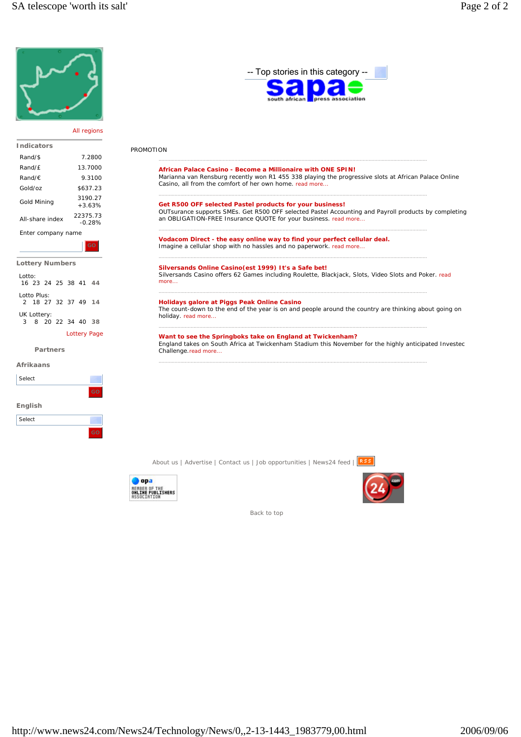All regions

**Indicators**

| | |
|---|---|
| Rand/$ | 7.2800 |
| Rand/£ | 13.7000 |
| Rand/€ | 9.3100 |
| Gold/oz | $637.23 |
| Gold Mining | 3190.27 +3.63% |
| All-share index | 22375.73 -0.28% |

Enter company name

GO

**Lottery Numbers**

Lotto:
16 23 24 25 38 41 **44**

Lotto Plus:
2 18 27 32 37 49 **14**

UK Lottery:
3 8 20 22 34 40 **38**

Lottery Page

**Partners**

**Afrikaans**

Select

GO

**English**

Select

GO

-- Top stories in this category --

sapa south african press association

PROMOTION

**African Palace Casino - Become a Millionaire with ONE SPIN!**
Marianna van Rensburg recently won R1 455 338 playing the progressive slots at African Palace Online Casino, all from the comfort of her own home. read more...

**Get R500 OFF selected Pastel products for your business!**
OUTsurance supports SMEs. Get R500 OFF selected Pastel Accounting and Payroll products by completing an OBLIGATION-FREE Insurance QUOTE for your business. read more...

**Vodacom Direct - the easy online way to find your perfect cellular deal.**
Imagine a cellular shop with no hassles and no paperwork. read more...

**Silversands Online Casino(est 1999) It's a Safe bet!**
Silversands Casino offers 62 Games including Roulette, Blackjack, Slots, Video Slots and Poker. read more...

**Holidays galore at Piggs Peak Online Casino**
The count-down to the end of the year is on and people around the country are thinking about going on holiday. read more...

**Want to see the Springboks take on England at Twickenham?**
England takes on South Africa at Twickenham Stadium this November for the highly anticipated Investec Challenge. read more...

About us | Advertise | Contact us | Job opportunities | News24 feed | RSS

opa MEMBER OF THE ONLINE PUBLISHERS ASSOCIATION

Back to top